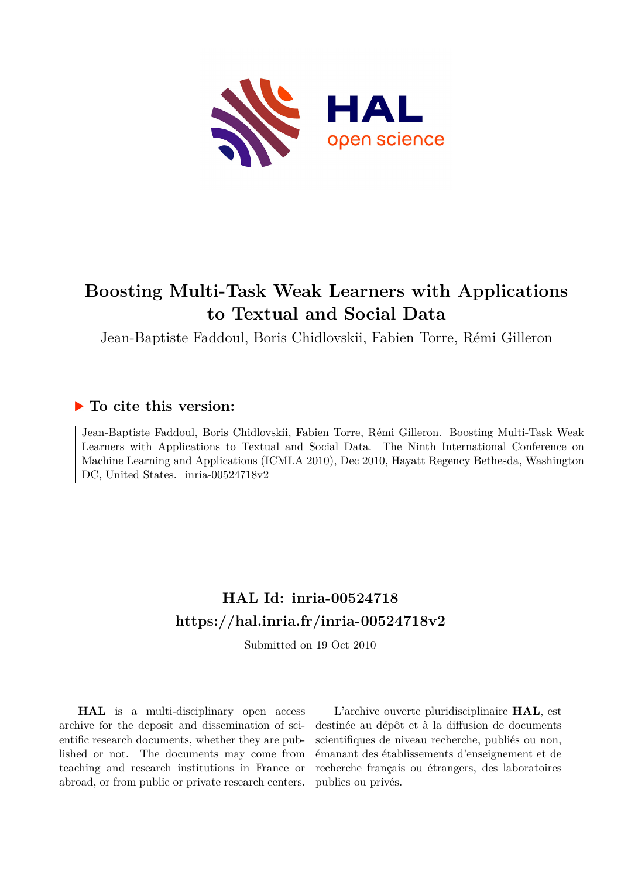# Boosting Multi-Task Weak Learners with Applications to Textual and Social Data

Jean-Baptiste Faddoul, Boris Chidlovskii, Fabien Torre, Rémi Gilleron

## ▶ To cite this version:

Jean-Baptiste Faddoul, Boris Chidlovskii, Fabien Torre, Rémi Gilleron. Boosting Multi-Task Weak Learners with Applications to Textual and Social Data. The Ninth International Conference on Machine Learning and Applications (ICMLA 2010), Dec 2010, Hayatt Regency Bethesda, Washington DC, United States. inria-00524718v2

## HAL Id: inria-00524718

## https://hal.inria.fr/inria-00524718v2

Submitted on 19 Oct 2010

**HAL** is a multi-disciplinary open access archive for the deposit and dissemination of scientific research documents, whether they are published or not. The documents may come from teaching and research institutions in France or abroad, or from public or private research centers.

L'archive ouverte pluridisciplinaire **HAL**, est destinée au dépôt et à la diffusion de documents scientifiques de niveau recherche, publiés ou non, émanant des établissements d'enseignement et de recherche français ou étrangers, des laboratoires publics ou privés.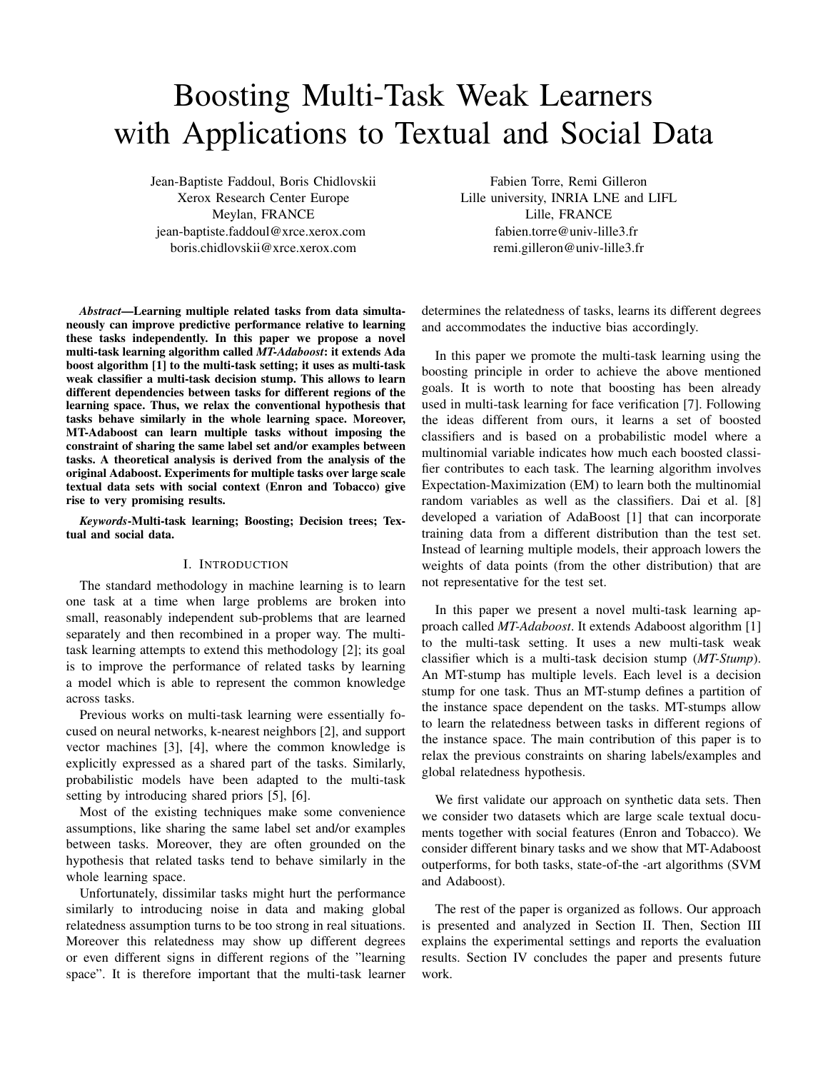# Boosting Multi-Task Weak Learners with Applications to Textual and Social Data

Jean-Baptiste Faddoul, Boris Chidlovskii
Xerox Research Center Europe
Meylan, FRANCE
jean-baptiste.faddoul@xrce.xerox.com
boris.chidlovskii@xrce.xerox.com

Fabien Torre, Remi Gilleron
Lille university, INRIA LNE and LIFL
Lille, FRANCE
fabien.torre@univ-lille3.fr
remi.gilleron@univ-lille3.fr

***Abstract*—Learning multiple related tasks from data simultaneously can improve predictive performance relative to learning these tasks independently. In this paper we propose a novel multi-task learning algorithm called *MT-Adaboost*: it extends Ada boost algorithm [1] to the multi-task setting; it uses as multi-task weak classifier a multi-task decision stump. This allows to learn different dependencies between tasks for different regions of the learning space. Thus, we relax the conventional hypothesis that tasks behave similarly in the whole learning space. Moreover, MT-Adaboost can learn multiple tasks without imposing the constraint of sharing the same label set and/or examples between tasks. A theoretical analysis is derived from the analysis of the original Adaboost. Experiments for multiple tasks over large scale textual data sets with social context (Enron and Tobacco) give rise to very promising results.**

***Keywords*-Multi-task learning; Boosting; Decision trees; Textual and social data.**

## I. Introduction

The standard methodology in machine learning is to learn one task at a time when large problems are broken into small, reasonably independent sub-problems that are learned separately and then recombined in a proper way. The multi-task learning attempts to extend this methodology [2]; its goal is to improve the performance of related tasks by learning a model which is able to represent the common knowledge across tasks.

Previous works on multi-task learning were essentially focused on neural networks, k-nearest neighbors [2], and support vector machines [3], [4], where the common knowledge is explicitly expressed as a shared part of the tasks. Similarly, probabilistic models have been adapted to the multi-task setting by introducing shared priors [5], [6].

Most of the existing techniques make some convenience assumptions, like sharing the same label set and/or examples between tasks. Moreover, they are often grounded on the hypothesis that related tasks tend to behave similarly in the whole learning space.

Unfortunately, dissimilar tasks might hurt the performance similarly to introducing noise in data and making global relatedness assumption turns to be too strong in real situations. Moreover this relatedness may show up different degrees or even different signs in different regions of the "learning space". It is therefore important that the multi-task learner determines the relatedness of tasks, learns its different degrees and accommodates the inductive bias accordingly.

In this paper we promote the multi-task learning using the boosting principle in order to achieve the above mentioned goals. It is worth to note that boosting has been already used in multi-task learning for face verification [7]. Following the ideas different from ours, it learns a set of boosted classifiers and is based on a probabilistic model where a multinomial variable indicates how much each boosted classifier contributes to each task. The learning algorithm involves Expectation-Maximization (EM) to learn both the multinomial random variables as well as the classifiers. Dai et al. [8] developed a variation of AdaBoost [1] that can incorporate training data from a different distribution than the test set. Instead of learning multiple models, their approach lowers the weights of data points (from the other distribution) that are not representative for the test set.

In this paper we present a novel multi-task learning approach called *MT-Adaboost*. It extends Adaboost algorithm [1] to the multi-task setting. It uses a new multi-task weak classifier which is a multi-task decision stump (*MT-Stump*). An MT-stump has multiple levels. Each level is a decision stump for one task. Thus an MT-stump defines a partition of the instance space dependent on the tasks. MT-stumps allow to learn the relatedness between tasks in different regions of the instance space. The main contribution of this paper is to relax the previous constraints on sharing labels/examples and global relatedness hypothesis.

We first validate our approach on synthetic data sets. Then we consider two datasets which are large scale textual documents together with social features (Enron and Tobacco). We consider different binary tasks and we show that MT-Adaboost outperforms, for both tasks, state-of-the -art algorithms (SVM and Adaboost).

The rest of the paper is organized as follows. Our approach is presented and analyzed in Section II. Then, Section III explains the experimental settings and reports the evaluation results. Section IV concludes the paper and presents future work.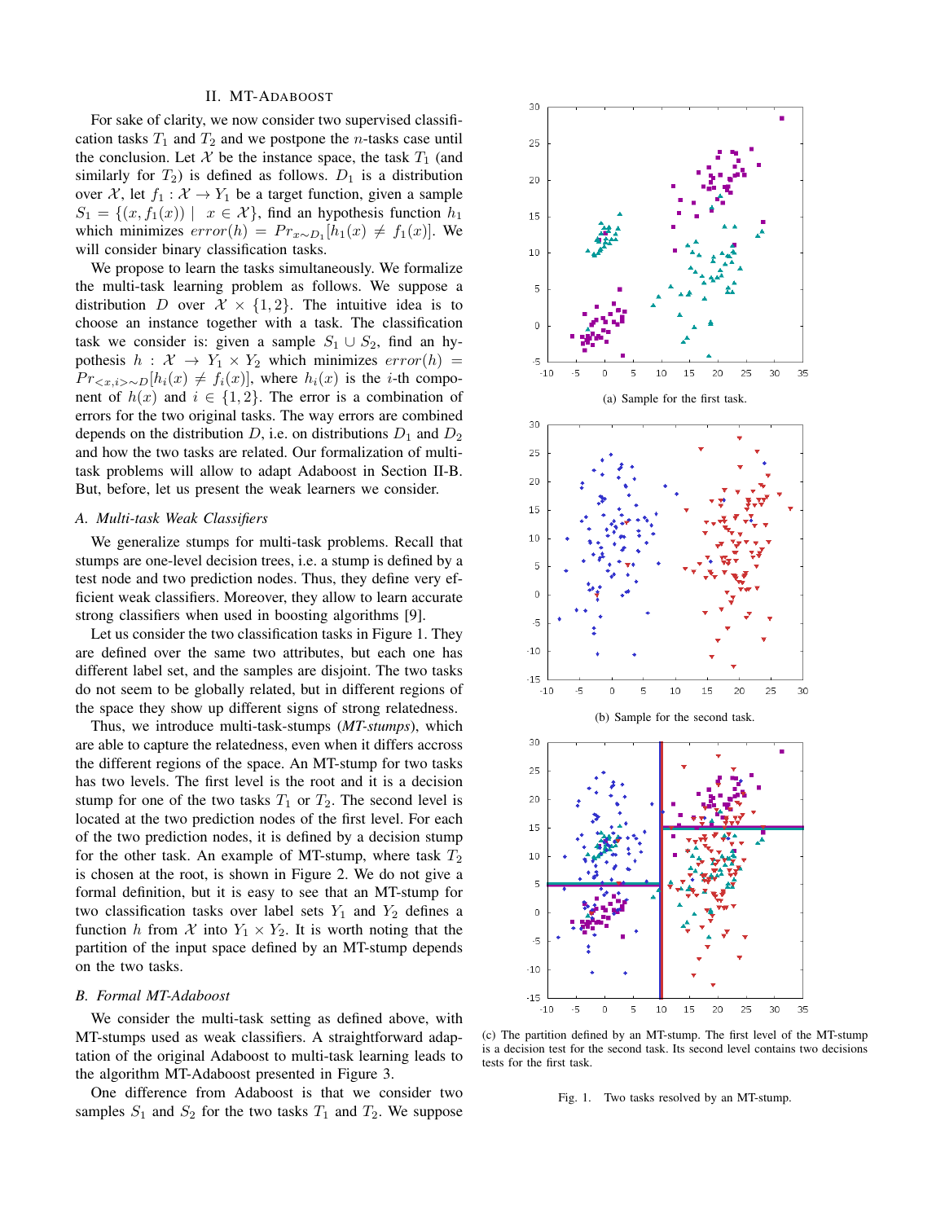## II. MT-ADABOOST

For sake of clarity, we now consider two supervised classification tasks $T_1$ and $T_2$ and we postpone the $n$-tasks case until the conclusion. Let $\mathcal{X}$ be the instance space, the task $T_1$ (and similarly for $T_2$) is defined as follows. $D_1$ is a distribution over $\mathcal{X}$, let $f_1 : \mathcal{X} \rightarrow Y_1$ be a target function, given a sample $S_1 = \{(x, f_1(x)) \mid x \in \mathcal{X}\}$, find an hypothesis function $h_1$ which minimizes $error(h) = Pr_{x \sim D_1}[h_1(x) \neq f_1(x)]$. We will consider binary classification tasks.

We propose to learn the tasks simultaneously. We formalize the multi-task learning problem as follows. We suppose a distribution $D$ over $\mathcal{X} \times \{1, 2\}$. The intuitive idea is to choose an instance together with a task. The classification task we consider is: given a sample $S_1 \cup S_2$, find an hypothesis $h : \mathcal{X} \rightarrow Y_1 \times Y_2$ which minimizes $error(h) = Pr_{<x,i> \sim D}[h_i(x) \neq f_i(x)]$, where $h_i(x)$ is the $i$-th component of $h(x)$ and $i \in \{1, 2\}$. The error is a combination of errors for the two original tasks. The way errors are combined depends on the distribution $D$, i.e. on distributions $D_1$ and $D_2$ and how the two tasks are related. Our formalization of multi-task problems will allow to adapt Adaboost in Section II-B. But, before, let us present the weak learners we consider.

### A. Multi-task Weak Classifiers

We generalize stumps for multi-task problems. Recall that stumps are one-level decision trees, i.e. a stump is defined by a test node and two prediction nodes. Thus, they define very efficient weak classifiers. Moreover, they allow to learn accurate strong classifiers when used in boosting algorithms [9].

Let us consider the two classification tasks in Figure 1. They are defined over the same two attributes, but each one has different label set, and the samples are disjoint. The two tasks do not seem to be globally related, but in different regions of the space they show up different signs of strong relatedness.

Thus, we introduce multi-task-stumps (*MT-stumps*), which are able to capture the relatedness, even when it differs accross the different regions of the space. An MT-stump for two tasks has two levels. The first level is the root and it is a decision stump for one of the two tasks $T_1$ or $T_2$. The second level is located at the two prediction nodes of the first level. For each of the two prediction nodes, it is defined by a decision stump for the other task. An example of MT-stump, where task $T_2$ is chosen at the root, is shown in Figure 2. We do not give a formal definition, but it is easy to see that an MT-stump for two classification tasks over label sets $Y_1$ and $Y_2$ defines a function $h$ from $\mathcal{X}$ into $Y_1 \times Y_2$. It is worth noting that the partition of the input space defined by an MT-stump depends on the two tasks.

### B. Formal MT-Adaboost

We consider the multi-task setting as defined above, with MT-stumps used as weak classifiers. A straightforward adaptation of the original Adaboost to multi-task learning leads to the algorithm MT-Adaboost presented in Figure 3.

One difference from Adaboost is that we consider two samples $S_1$ and $S_2$ for the two tasks $T_1$ and $T_2$. We suppose

(a) Sample for the first task.

(b) Sample for the second task.

(c) The partition defined by an MT-stump. The first level of the MT-stump is a decision test for the second task. Its second level contains two decisions tests for the first task.

Fig. 1. Two tasks resolved by an MT-stump.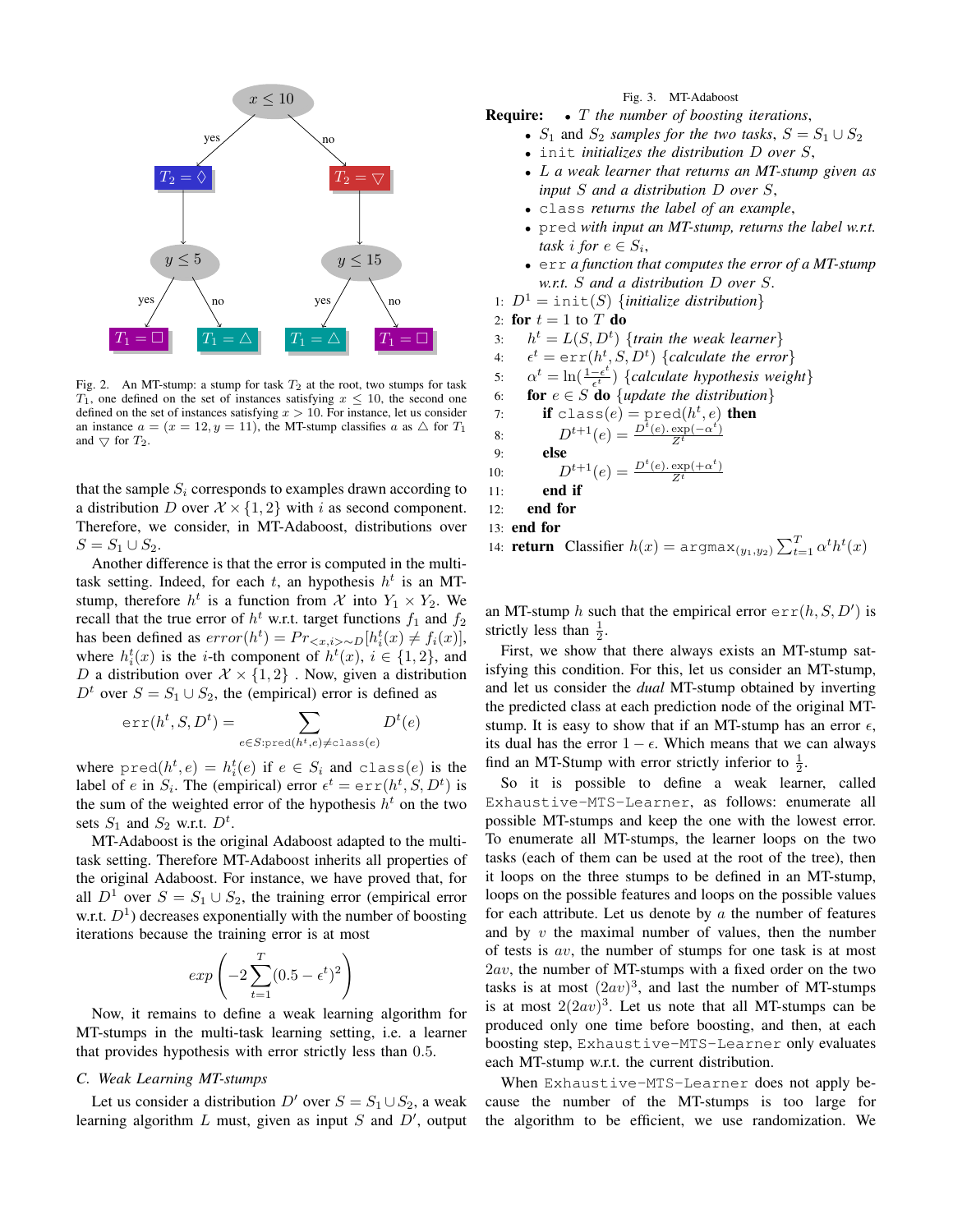Fig. 2. An MT-stump: a stump for task $T_2$ at the root, two stumps for task $T_1$, one defined on the set of instances satisfying $x \leq 10$, the second one defined on the set of instances satisfying $x > 10$. For instance, let us consider an instance $a = (x = 12, y = 11)$, the MT-stump classifies $a$ as $\triangle$ for $T_1$ and $\bigtriangledown$ for $T_2$.

that the sample $S_i$ corresponds to examples drawn according to a distribution $D$ over $\mathcal{X} \times \{1, 2\}$ with $i$ as second component. Therefore, we consider, in MT-Adaboost, distributions over $S = S_1 \cup S_2$.

Another difference is that the error is computed in the multi-task setting. Indeed, for each $t$, an hypothesis $h^t$ is an MT-stump, therefore $h^t$ is a function from $\mathcal{X}$ into $Y_1 \times Y_2$. We recall that the true error of $h^t$ w.r.t. target functions $f_1$ and $f_2$ has been defined as $error(h^t) = Pr_{<x,i>\sim D}[h_i^t(x) \neq f_i(x)]$, where $h_i^t(x)$ is the $i$-th component of $h^t(x)$, $i \in \{1, 2\}$, and $D$ a distribution over $\mathcal{X} \times \{1, 2\}$ . Now, given a distribution $D^t$ over $S = S_1 \cup S_2$, the (empirical) error is defined as

$$\mathtt{err}(h^t, S, D^t) = \sum_{e \in S: \mathtt{pred}(h^t,e) \neq \mathtt{class}(e)} D^t(e)$$

where $\mathtt{pred}(h^t, e) = h_i^t(e)$ if $e \in S_i$ and $\mathtt{class}(e)$ is the label of $e$ in $S_i$. The (empirical) error $\epsilon^t = \mathtt{err}(h^t, S, D^t)$ is the sum of the weighted error of the hypothesis $h^t$ on the two sets $S_1$ and $S_2$ w.r.t. $D^t$.

MT-Adaboost is the original Adaboost adapted to the multi-task setting. Therefore MT-Adaboost inherits all properties of the original Adaboost. For instance, we have proved that, for all $D^1$ over $S = S_1 \cup S_2$, the training error (empirical error w.r.t. $D^1$) decreases exponentially with the number of boosting iterations because the training error is at most

$$exp\left(-2 \sum_{t=1}^{T} (0.5 - \epsilon^t)^2\right)$$

Now, it remains to define a weak learning algorithm for MT-stumps in the multi-task learning setting, i.e. a learner that provides hypothesis with error strictly less than 0.5.

### C. Weak Learning MT-stumps

Let us consider a distribution $D'$ over $S = S_1 \cup S_2$, a weak learning algorithm $L$ must, given as input $S$ and $D'$, output an MT-stump $h$ such that the empirical error $\mathtt{err}(h, S, D')$ is strictly less than $\frac{1}{2}$.

First, we show that there always exists an MT-stump satisfying this condition. For this, let us consider an MT-stump, and let us consider the *dual* MT-stump obtained by inverting the predicted class at each prediction node of the original MT-stump. It is easy to show that if an MT-stump has an error $\epsilon$, its dual has the error $1 - \epsilon$. Which means that we can always find an MT-Stump with error strictly inferior to $\frac{1}{2}$.

So it is possible to define a weak learner, called `Exhaustive-MTS-Learner`, as follows: enumerate all possible MT-stumps and keep the one with the lowest error. To enumerate all MT-stumps, the learner loops on the two tasks (each of them can be used at the root of the tree), then it loops on the three stumps to be defined in an MT-stump, loops on the possible features and loops on the possible values for each attribute. Let us denote by $a$ the number of features and by $v$ the maximal number of values, then the number of tests is $av$, the number of stumps for one task is at most $2av$, the number of MT-stumps with a fixed order on the two tasks is at most $(2av)^3$, and last the number of MT-stumps is at most $2(2av)^3$. Let us note that all MT-stumps can be produced only one time before boosting, and then, at each boosting step, `Exhaustive-MTS-Learner` only evaluates each MT-stump w.r.t. the current distribution.

When `Exhaustive-MTS-Learner` does not apply because the number of the MT-stumps is too large for the algorithm to be efficient, we use randomization. We

Fig. 3. MT-Adaboost

**Require:**
- $T$ *the number of boosting iterations,*
- $S_1$ *and* $S_2$ *samples for the two tasks,* $S = S_1 \cup S_2$
- `init` *initializes the distribution* $D$ *over* $S$,
- $L$ *a weak learner that returns an MT-stump given as input* $S$ *and a distribution* $D$ *over* $S$,
- `class` *returns the label of an example,*
- `pred` *with input an MT-stump, returns the label w.r.t. task* $i$ *for* $e \in S_i$,
- `err` *a function that computes the error of a MT-stump w.r.t.* $S$ *and a distribution* $D$ *over* $S$.

```
1:  D^1 = init(S) {initialize distribution}
2:  for t = 1 to T do
3:     h^t = L(S, D^t) {train the weak learner}
4:     ε^t = err(h^t, S, D^t) {calculate the error}
5:     α^t = ln((1-ε^t)/ε^t) {calculate hypothesis weight}
6:     for e ∈ S do {update the distribution}
7:        if class(e) = pred(h^t, e) then
8:           D^{t+1}(e) = D^t(e).exp(-α^t) / Z^t
9:        else
10:          D^{t+1}(e) = D^t(e).exp(+α^t) / Z^t
11:       end if
12:    end for
13: end for
14: return Classifier h(x) = argmax_(y1,y2) Σ_{t=1}^{T} α^t h^t(x)
```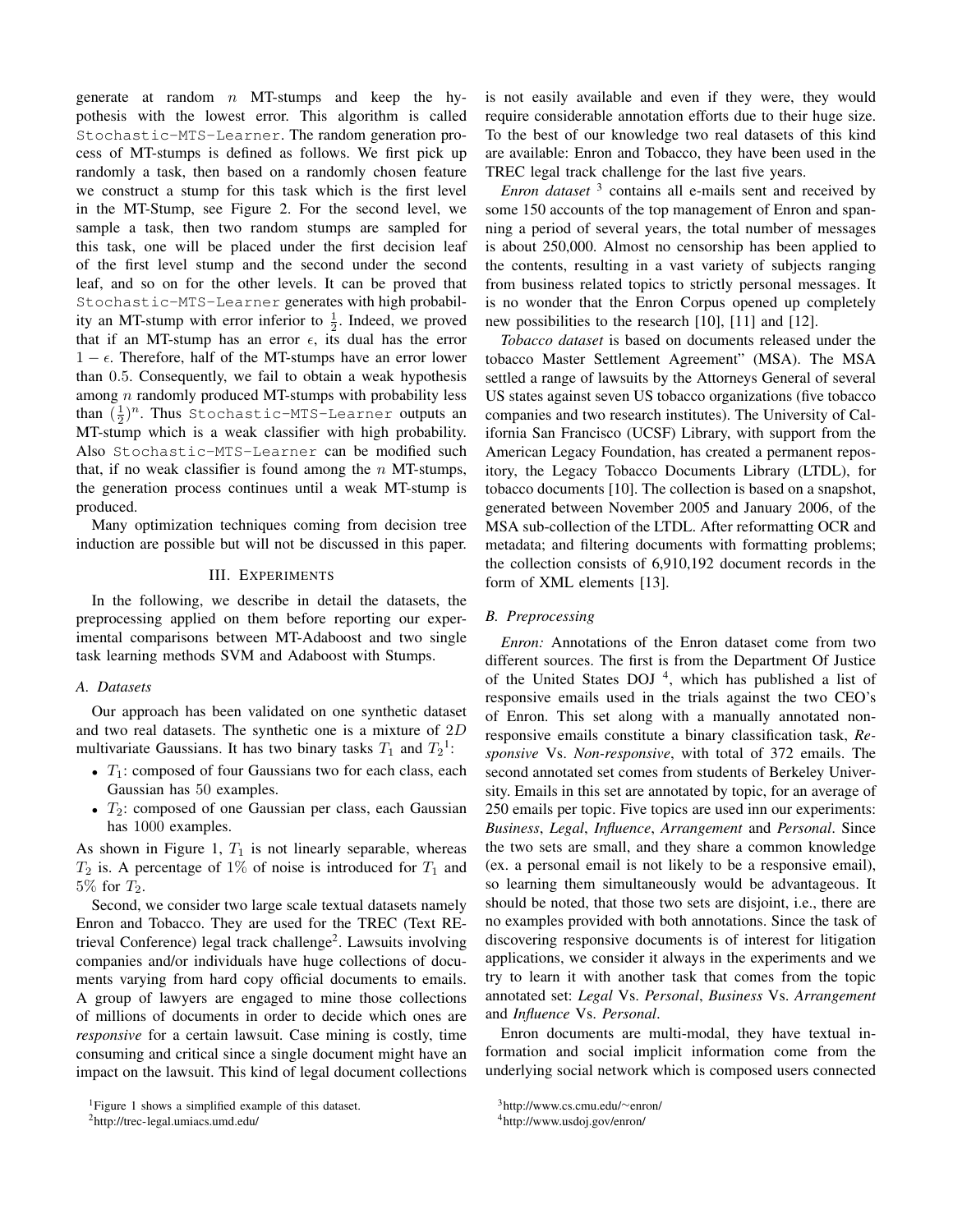generate at random $n$ MT-stumps and keep the hypothesis with the lowest error. This algorithm is called Stochastic-MTS-Learner. The random generation process of MT-stumps is defined as follows. We first pick up randomly a task, then based on a randomly chosen feature we construct a stump for this task which is the first level in the MT-Stump, see Figure 2. For the second level, we sample a task, then two random stumps are sampled for this task, one will be placed under the first decision leaf of the first level stump and the second under the second leaf, and so on for the other levels. It can be proved that Stochastic-MTS-Learner generates with high probability an MT-stump with error inferior to $\frac{1}{2}$. Indeed, we proved that if an MT-stump has an error $\epsilon$, its dual has the error $1-\epsilon$. Therefore, half of the MT-stumps have an error lower than $0.5$. Consequently, we fail to obtain a weak hypothesis among $n$ randomly produced MT-stumps with probability less than $(\frac{1}{2})^n$. Thus Stochastic-MTS-Learner outputs an MT-stump which is a weak classifier with high probability. Also Stochastic-MTS-Learner can be modified such that, if no weak classifier is found among the $n$ MT-stumps, the generation process continues until a weak MT-stump is produced.

Many optimization techniques coming from decision tree induction are possible but will not be discussed in this paper.

## III. Experiments

In the following, we describe in detail the datasets, the preprocessing applied on them before reporting our experimental comparisons between MT-Adaboost and two single task learning methods SVM and Adaboost with Stumps.

### A. Datasets

Our approach has been validated on one synthetic dataset and two real datasets. The synthetic one is a mixture of $2D$ multivariate Gaussians. It has two binary tasks $T_1$ and $T_2$[1]:

- $T_1$: composed of four Gaussians two for each class, each Gaussian has $50$ examples.
- $T_2$: composed of one Gaussian per class, each Gaussian has $1000$ examples.

As shown in Figure 1, $T_1$ is not linearly separable, whereas $T_2$ is. A percentage of $1\%$ of noise is introduced for $T_1$ and $5\%$ for $T_2$.

Second, we consider two large scale textual datasets namely Enron and Tobacco. They are used for the TREC (Text REtrieval Conference) legal track challenge[2]. Lawsuits involving companies and/or individuals have huge collections of documents varying from hard copy official documents to emails. A group of lawyers are engaged to mine those collections of millions of documents in order to decide which ones are *responsive* for a certain lawsuit. Case mining is costly, time consuming and critical since a single document might have an impact on the lawsuit. This kind of legal document collections is not easily available and even if they were, they would require considerable annotation efforts due to their huge size. To the best of our knowledge two real datasets of this kind are available: Enron and Tobacco, they have been used in the TREC legal track challenge for the last five years.

*Enron dataset* [3] contains all e-mails sent and received by some 150 accounts of the top management of Enron and spanning a period of several years, the total number of messages is about 250,000. Almost no censorship has been applied to the contents, resulting in a vast variety of subjects ranging from business related topics to strictly personal messages. It is no wonder that the Enron Corpus opened up completely new possibilities to the research [10], [11] and [12].

*Tobacco dataset* is based on documents released under the tobacco Master Settlement Agreement" (MSA). The MSA settled a range of lawsuits by the Attorneys General of several US states against seven US tobacco organizations (five tobacco companies and two research institutes). The University of California San Francisco (UCSF) Library, with support from the American Legacy Foundation, has created a permanent repository, the Legacy Tobacco Documents Library (LTDL), for tobacco documents [10]. The collection is based on a snapshot, generated between November 2005 and January 2006, of the MSA sub-collection of the LTDL. After reformatting OCR and metadata; and filtering documents with formatting problems; the collection consists of 6,910,192 document records in the form of XML elements [13].

### B. Preprocessing

*Enron:* Annotations of the Enron dataset come from two different sources. The first is from the Department Of Justice of the United States DOJ [4], which has published a list of responsive emails used in the trials against the two CEO's of Enron. This set along with a manually annotated non-responsive emails constitute a binary classification task, *Responsive* Vs. *Non-responsive*, with total of 372 emails. The second annotated set comes from students of Berkeley University. Emails in this set are annotated by topic, for an average of 250 emails per topic. Five topics are used inn our experiments: *Business*, *Legal*, *Influence*, *Arrangement* and *Personal*. Since the two sets are small, and they share a common knowledge (ex. a personal email is not likely to be a responsive email), so learning them simultaneously would be advantageous. It should be noted, that those two sets are disjoint, i.e., there are no examples provided with both annotations. Since the task of discovering responsive documents is of interest for litigation applications, we consider it always in the experiments and we try to learn it with another task that comes from the topic annotated set: *Legal* Vs. *Personal*, *Business* Vs. *Arrangement* and *Influence* Vs. *Personal*.

Enron documents are multi-modal, they have textual information and social implicit information come from the underlying social network which is composed users connected

[1] Figure 1 shows a simplified example of this dataset.

[2] http://trec-legal.umiacs.umd.edu/

[3] http://www.cs.cmu.edu/~enron/

[4] http://www.usdoj.gov/enron/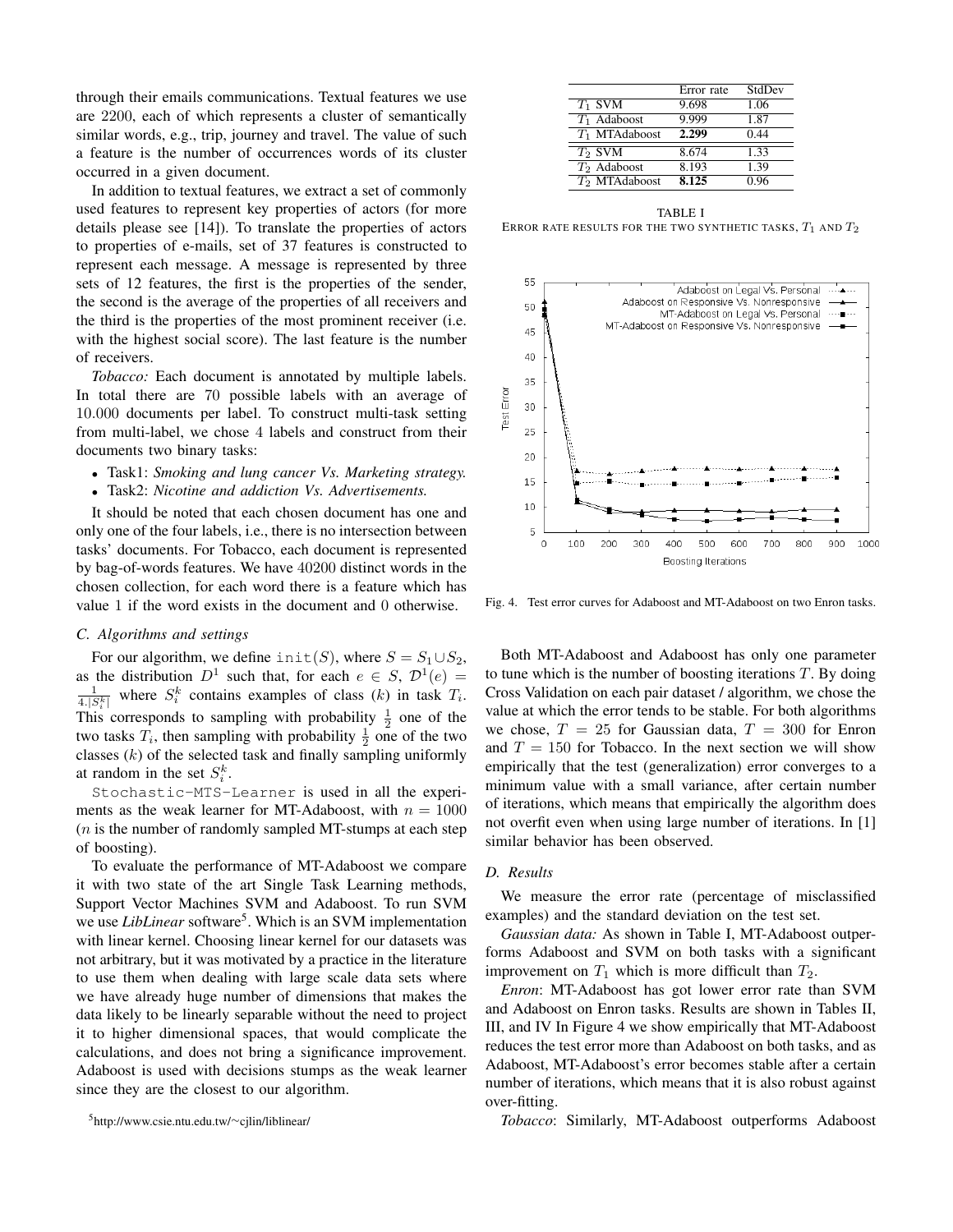through their emails communications. Textual features we use are 2200, each of which represents a cluster of semantically similar words, e.g., trip, journey and travel. The value of such a feature is the number of occurrences words of its cluster occurred in a given document.

In addition to textual features, we extract a set of commonly used features to represent key properties of actors (for more details please see [14]). To translate the properties of actors to properties of e-mails, set of 37 features is constructed to represent each message. A message is represented by three sets of 12 features, the first is the properties of the sender, the second is the average of the properties of all receivers and the third is the properties of the most prominent receiver (i.e. with the highest social score). The last feature is the number of receivers.

*Tobacco:* Each document is annotated by multiple labels. In total there are 70 possible labels with an average of 10.000 documents per label. To construct multi-task setting from multi-label, we chose 4 labels and construct from their documents two binary tasks:

- Task1: *Smoking and lung cancer Vs. Marketing strategy.*
- Task2: *Nicotine and addiction Vs. Advertisements.*

It should be noted that each chosen document has one and only one of the four labels, i.e., there is no intersection between tasks' documents. For Tobacco, each document is represented by bag-of-words features. We have 40200 distinct words in the chosen collection, for each word there is a feature which has value 1 if the word exists in the document and 0 otherwise.

### C. Algorithms and settings

For our algorithm, we define `init(S)`, where $S = S_1 \cup S_2$, as the distribution $D^1$ such that, for each $e \in S$, $\mathcal{D}^1(e) = \frac{1}{4.|S_i^k|}$ where $S_i^k$ contains examples of class $(k)$ in task $T_i$. This corresponds to sampling with probability $\frac{1}{2}$ one of the two tasks $T_i$, then sampling with probability $\frac{1}{2}$ one of the two classes $(k)$ of the selected task and finally sampling uniformly at random in the set $S_i^k$.

`Stochastic-MTS-Learner` is used in all the experiments as the weak learner for MT-Adaboost, with $n = 1000$ ($n$ is the number of randomly sampled MT-stumps at each step of boosting).

To evaluate the performance of MT-Adaboost we compare it with two state of the art Single Task Learning methods, Support Vector Machines SVM and Adaboost. To run SVM we use *LibLinear* software[5]. Which is an SVM implementation with linear kernel. Choosing linear kernel for our datasets was not arbitrary, but it was motivated by a practice in the literature to use them when dealing with large scale data sets where we have already huge number of dimensions that makes the data likely to be linearly separable without the need to project it to higher dimensional spaces, that would complicate the calculations, and does not bring a significance improvement. Adaboost is used with decisions stumps as the weak learner since they are the closest to our algorithm.

[5] http://www.csie.ntu.edu.tw/~cjlin/liblinear/

| | Error rate | StdDev |
|---|---|---|
| $T_1$ SVM | 9.698 | 1.06 |
| $T_1$ Adaboost | 9.999 | 1.87 |
| $T_1$ MTAdaboost | **2.299** | 0.44 |
| $T_2$ SVM | 8.674 | 1.33 |
| $T_2$ Adaboost | 8.193 | 1.39 |
| $T_2$ MTAdaboost | **8.125** | 0.96 |

TABLE I
ERROR RATE RESULTS FOR THE TWO SYNTHETIC TASKS, $T_1$ AND $T_2$

Fig. 4. Test error curves for Adaboost and MT-Adaboost on two Enron tasks.

Both MT-Adaboost and Adaboost has only one parameter to tune which is the number of boosting iterations $T$. By doing Cross Validation on each pair dataset / algorithm, we chose the value at which the error tends to be stable. For both algorithms we chose, $T = 25$ for Gaussian data, $T = 300$ for Enron and $T = 150$ for Tobacco. In the next section we will show empirically that the test (generalization) error converges to a minimum value with a small variance, after certain number of iterations, which means that empirically the algorithm does not overfit even when using large number of iterations. In [1] similar behavior has been observed.

### D. Results

We measure the error rate (percentage of misclassified examples) and the standard deviation on the test set.

*Gaussian data:* As shown in Table I, MT-Adaboost outperforms Adaboost and SVM on both tasks with a significant improvement on $T_1$ which is more difficult than $T_2$.

*Enron*: MT-Adaboost has got lower error rate than SVM and Adaboost on Enron tasks. Results are shown in Tables II, III, and IV In Figure 4 we show empirically that MT-Adaboost reduces the test error more than Adaboost on both tasks, and as Adaboost, MT-Adaboost's error becomes stable after a certain number of iterations, which means that it is also robust against over-fitting.

*Tobacco*: Similarly, MT-Adaboost outperforms Adaboost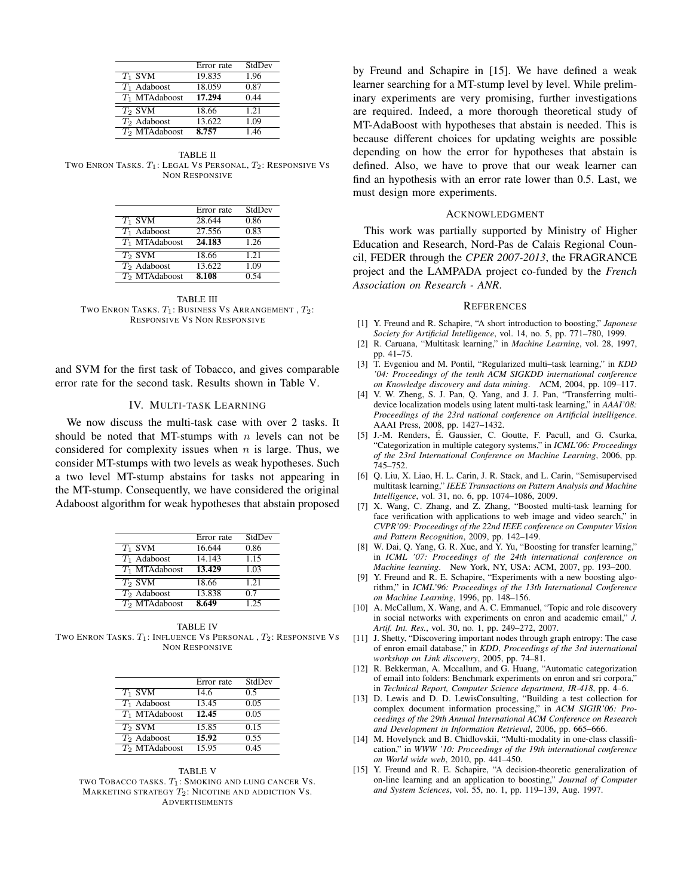|  | Error rate | StdDev |
|---|---|---|
| $T_1$ SVM | 19.835 | 1.96 |
| $T_1$ Adaboost | 18.059 | 0.87 |
| $T_1$ MTAdaboost | **17.294** | 0.44 |
| $T_2$ SVM | 18.66 | 1.21 |
| $T_2$ Adaboost | 13.622 | 1.09 |
| $T_2$ MTAdaboost | **8.757** | 1.46 |

TABLE II
TWO ENRON TASKS. $T_1$: LEGAL VS PERSONAL, $T_2$: RESPONSIVE VS NON RESPONSIVE

|  | Error rate | StdDev |
|---|---|---|
| $T_1$ SVM | 28.644 | 0.86 |
| $T_1$ Adaboost | 27.556 | 0.83 |
| $T_1$ MTAdaboost | **24.183** | 1.26 |
| $T_2$ SVM | 18.66 | 1.21 |
| $T_2$ Adaboost | 13.622 | 1.09 |
| $T_2$ MTAdaboost | **8.108** | 0.54 |

TABLE III
TWO ENRON TASKS. $T_1$: BUSINESS VS ARRANGEMENT , $T_2$: RESPONSIVE VS NON RESPONSIVE

and SVM for the first task of Tobacco, and gives comparable error rate for the second task. Results shown in Table V.

## IV. MULTI-TASK LEARNING

We now discuss the multi-task case with over 2 tasks. It should be noted that MT-stumps with $n$ levels can not be considered for complexity issues when $n$ is large. Thus, we consider MT-stumps with two levels as weak hypotheses. Such a two level MT-stump abstains for tasks not appearing in the MT-stump. Consequently, we have considered the original Adaboost algorithm for weak hypotheses that abstain proposed by Freund and Schapire in [15]. We have defined a weak learner searching for a MT-stump level by level. While preliminary experiments are very promising, further investigations are required. Indeed, a more thorough theoretical study of MT-AdaBoost with hypotheses that abstain is needed. This is because different choices for updating weights are possible depending on how the error for hypotheses that abstain is defined. Also, we have to prove that our weak learner can find an hypothesis with an error rate lower than 0.5. Last, we must design more experiments.

|  | Error rate | StdDev |
|---|---|---|
| $T_1$ SVM | 16.644 | 0.86 |
| $T_1$ Adaboost | 14.143 | 1.15 |
| $T_1$ MTAdaboost | **13.429** | 1.03 |
| $T_2$ SVM | 18.66 | 1.21 |
| $T_2$ Adaboost | 13.838 | 0.7 |
| $T_2$ MTAdaboost | **8.649** | 1.25 |

TABLE IV
TWO ENRON TASKS. $T_1$: INFLUENCE VS PERSONAL , $T_2$: RESPONSIVE VS NON RESPONSIVE

|  | Error rate | StdDev |
|---|---|---|
| $T_1$ SVM | 14.6 | 0.5 |
| $T_1$ Adaboost | 13.45 | 0.05 |
| $T_1$ MTAdaboost | **12.45** | 0.05 |
| $T_2$ SVM | 15.85 | 0.15 |
| $T_2$ Adaboost | **15.92** | 0.55 |
| $T_2$ MTAdaboost | 15.95 | 0.45 |

TABLE V
TWO TOBACCO TASKS. $T_1$: SMOKING AND LUNG CANCER VS. MARKETING STRATEGY $T_2$: NICOTINE AND ADDICTION VS. ADVERTISEMENTS

## ACKNOWLEDGMENT

This work was partially supported by Ministry of Higher Education and Research, Nord-Pas de Calais Regional Council, FEDER through the *CPER 2007-2013*, the FRAGRANCE project and the LAMPADA project co-funded by the *French Association on Research - ANR*.

## REFERENCES

[1] Y. Freund and R. Schapire, "A short introduction to boosting," *Japonese Society for Artificial Intelligence*, vol. 14, no. 5, pp. 771–780, 1999.

[2] R. Caruana, "Multitask learning," in *Machine Learning*, vol. 28, 1997, pp. 41–75.

[3] T. Evgeniou and M. Pontil, "Regularized multi–task learning," in *KDD '04: Proceedings of the tenth ACM SIGKDD international conference on Knowledge discovery and data mining*. ACM, 2004, pp. 109–117.

[4] V. W. Zheng, S. J. Pan, Q. Yang, and J. J. Pan, "Transferring multi-device localization models using latent multi-task learning," in *AAAI'08: Proceedings of the 23rd national conference on Artificial intelligence*. AAAI Press, 2008, pp. 1427–1432.

[5] J.-M. Renders, É. Gaussier, C. Goutte, F. Pacull, and G. Csurka, "Categorization in multiple category systems," in *ICML'06: Proceedings of the 23rd International Conference on Machine Learning*, 2006, pp. 745–752.

[6] Q. Liu, X. Liao, H. L. Carin, J. R. Stack, and L. Carin, "Semisupervised multitask learning," *IEEE Transactions on Pattern Analysis and Machine Intelligence*, vol. 31, no. 6, pp. 1074–1086, 2009.

[7] X. Wang, C. Zhang, and Z. Zhang, "Boosted multi-task learning for face verification with applications to web image and video search," in *CVPR'09: Proceedings of the 22nd IEEE conference on Computer Vision and Pattern Recognition*, 2009, pp. 142–149.

[8] W. Dai, Q. Yang, G. R. Xue, and Y. Yu, "Boosting for transfer learning," in *ICML '07: Proceedings of the 24th international conference on Machine learning*. New York, NY, USA: ACM, 2007, pp. 193–200.

[9] Y. Freund and R. E. Schapire, "Experiments with a new boosting algorithm," in *ICML'96: Proceedings of the 13th International Conference on Machine Learning*, 1996, pp. 148–156.

[10] A. McCallum, X. Wang, and A. C. Emmanuel, "Topic and role discovery in social networks with experiments on enron and academic email," *J. Artif. Int. Res.*, vol. 30, no. 1, pp. 249–272, 2007.

[11] J. Shetty, "Discovering important nodes through graph entropy: The case of enron email database," in *KDD, Proceedings of the 3rd international workshop on Link discovery*, 2005, pp. 74–81.

[12] R. Bekkerman, A. Mccallum, and G. Huang, "Automatic categorization of email into folders: Benchmark experiments on enron and sri corpora," in *Technical Report, Computer Science department, IR-418*, pp. 4–6.

[13] D. Lewis and D. D. LewisConsulting, "Building a test collection for complex document information processing," in *ACM SIGIR'06: Proceedings of the 29th Annual International ACM Conference on Research and Development in Information Retrieval*, 2006, pp. 665–666.

[14] M. Hovelynck and B. Chidlovskii, "Multi-modality in one-class classification," in *WWW '10: Proceedings of the 19th international conference on World wide web*, 2010, pp. 441–450.

[15] Y. Freund and R. E. Schapire, "A decision-theoretic generalization of on-line learning and an application to boosting," *Journal of Computer and System Sciences*, vol. 55, no. 1, pp. 119–139, Aug. 1997.